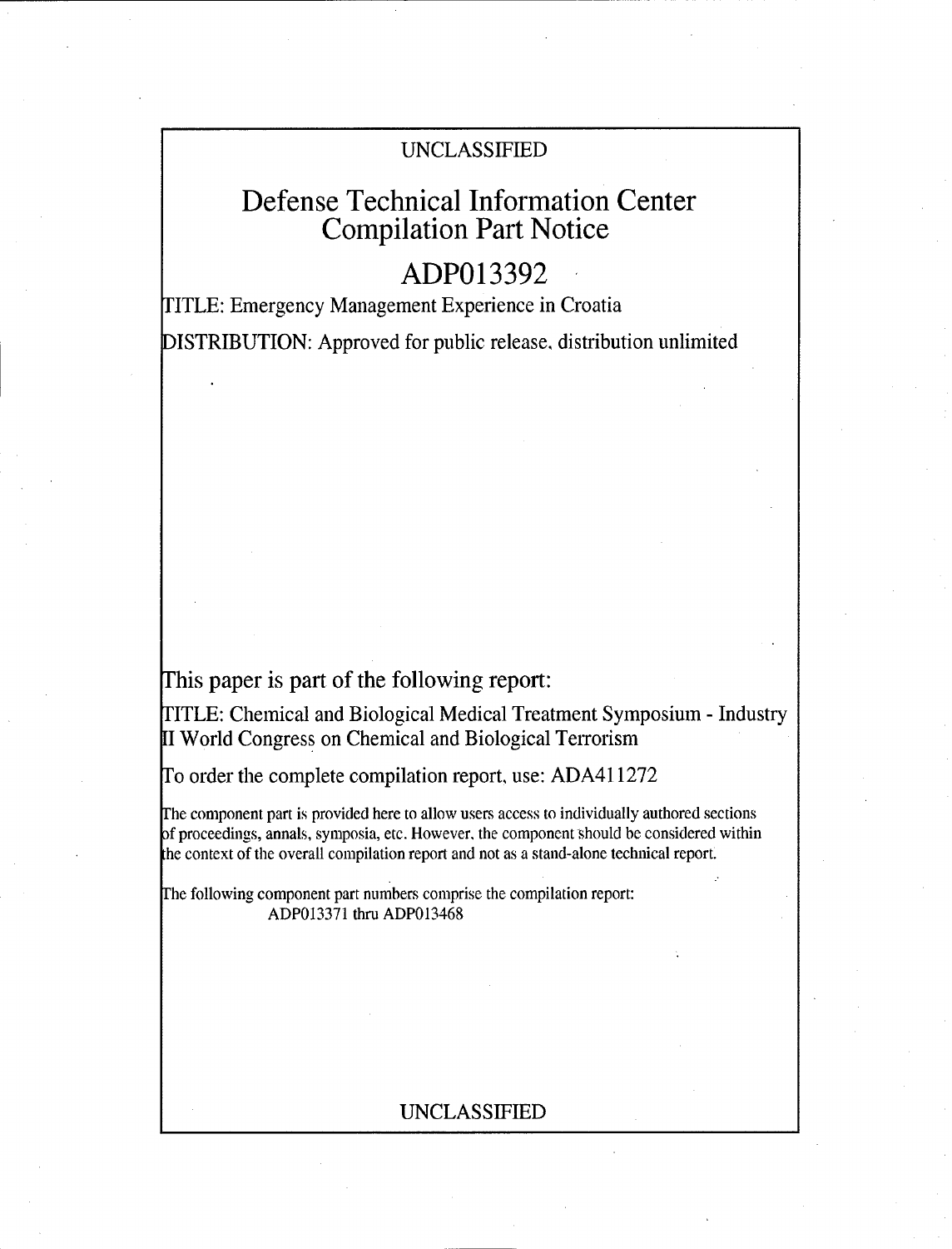UNCLASSIFIED

# Defense Technical Information Center
# Compilation Part Notice

# ADP013392

TITLE: Emergency Management Experience in Croatia

DISTRIBUTION: Approved for public release, distribution unlimited

This paper is part of the following report:

TITLE: Chemical and Biological Medical Treatment Symposium - Industry II World Congress on Chemical and Biological Terrorism

To order the complete compilation report, use: ADA411272

The component part is provided here to allow users access to individually authored sections of proceedings, annals, symposia, etc. However, the component should be considered within the context of the overall compilation report and not as a stand-alone technical report.

The following component part numbers comprise the compilation report:
ADP013371 thru ADP013468

UNCLASSIFIED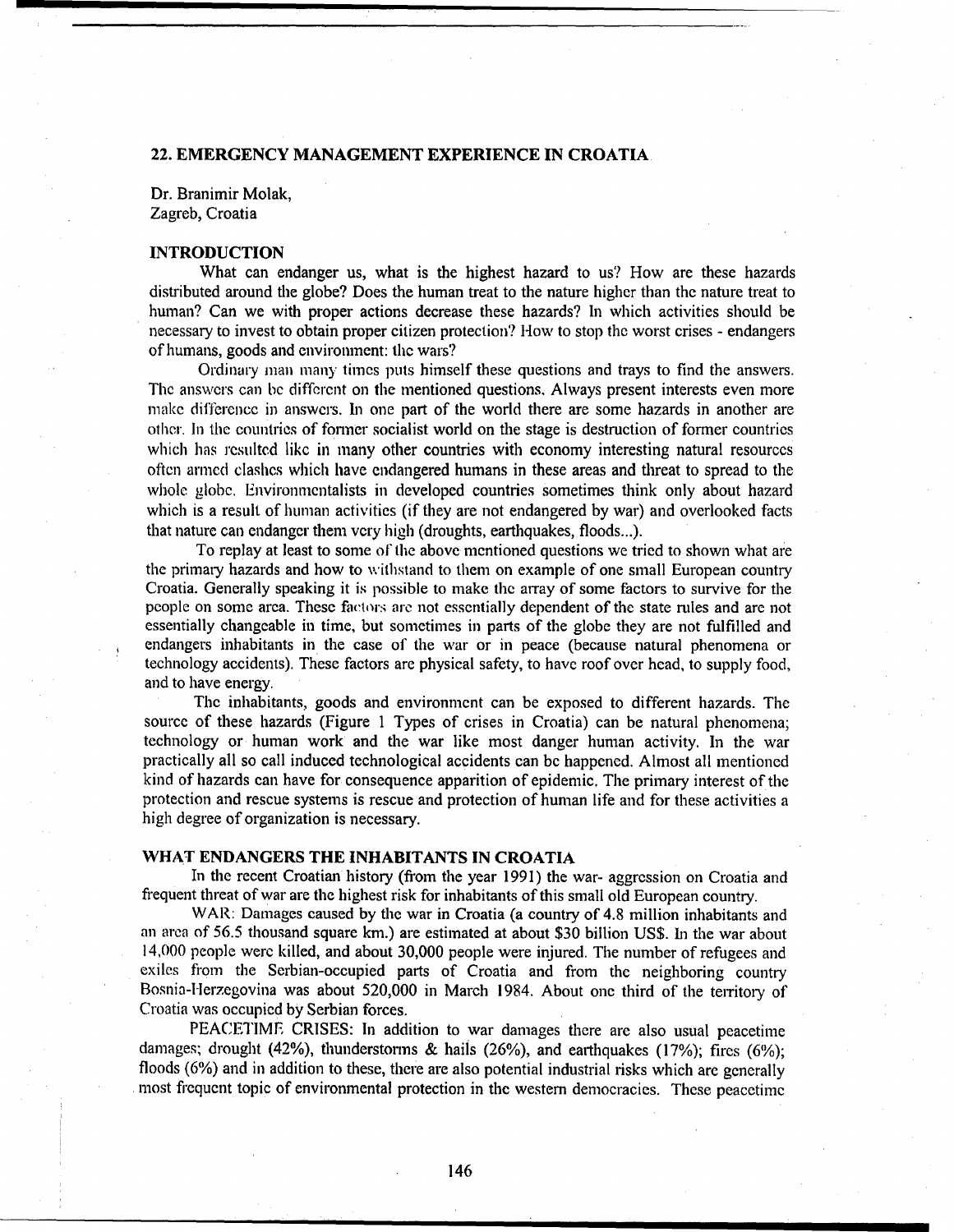## 22. EMERGENCY MANAGEMENT EXPERIENCE IN CROATIA

Dr. Branimir Molak,
Zagreb, Croatia

### INTRODUCTION

What can endanger us, what is the highest hazard to us? How are these hazards distributed around the globe? Does the human treat to the nature higher than the nature treat to human? Can we with proper actions decrease these hazards? In which activities should be necessary to invest to obtain proper citizen protection? How to stop the worst crises - endangers of humans, goods and environment: the wars?

Ordinary man many times puts himself these questions and trays to find the answers. The answers can be different on the mentioned questions. Always present interests even more make difference in answers. In one part of the world there are some hazards in another are other. In the countries of former socialist world on the stage is destruction of former countries which has resulted like in many other countries with economy interesting natural resources often armed clashes which have endangered humans in these areas and threat to spread to the whole globe. Environmentalists in developed countries sometimes think only about hazard which is a result of human activities (if they are not endangered by war) and overlooked facts that nature can endanger them very high (droughts, earthquakes, floods...).

To replay at least to some of the above mentioned questions we tried to shown what are the primary hazards and how to withstand to them on example of one small European country Croatia. Generally speaking it is possible to make the array of some factors to survive for the people on some area. These factors are not essentially dependent of the state rules and are not essentially changeable in time, but sometimes in parts of the globe they are not fulfilled and endangers inhabitants in the case of the war or in peace (because natural phenomena or technology accidents). These factors are physical safety, to have roof over head, to supply food, and to have energy.

The inhabitants, goods and environment can be exposed to different hazards. The source of these hazards (Figure 1 Types of crises in Croatia) can be natural phenomena; technology or human work and the war like most danger human activity. In the war practically all so call induced technological accidents can be happened. Almost all mentioned kind of hazards can have for consequence apparition of epidemic. The primary interest of the protection and rescue systems is rescue and protection of human life and for these activities a high degree of organization is necessary.

### WHAT ENDANGERS THE INHABITANTS IN CROATIA

In the recent Croatian history (from the year 1991) the war- aggression on Croatia and frequent threat of war are the highest risk for inhabitants of this small old European country.

WAR: Damages caused by the war in Croatia (a country of 4.8 million inhabitants and an area of 56.5 thousand square km.) are estimated at about $30 billion US$. In the war about 14,000 people were killed, and about 30,000 people were injured. The number of refugees and exiles from the Serbian-occupied parts of Croatia and from the neighboring country Bosnia-Herzegovina was about 520,000 in March 1984. About one third of the territory of Croatia was occupied by Serbian forces.

PEACETIME CRISES: In addition to war damages there are also usual peacetime damages; drought (42%), thunderstorms & hails (26%), and earthquakes (17%); fires (6%); floods (6%) and in addition to these, there are also potential industrial risks which are generally most frequent topic of environmental protection in the western democracies. These peacetime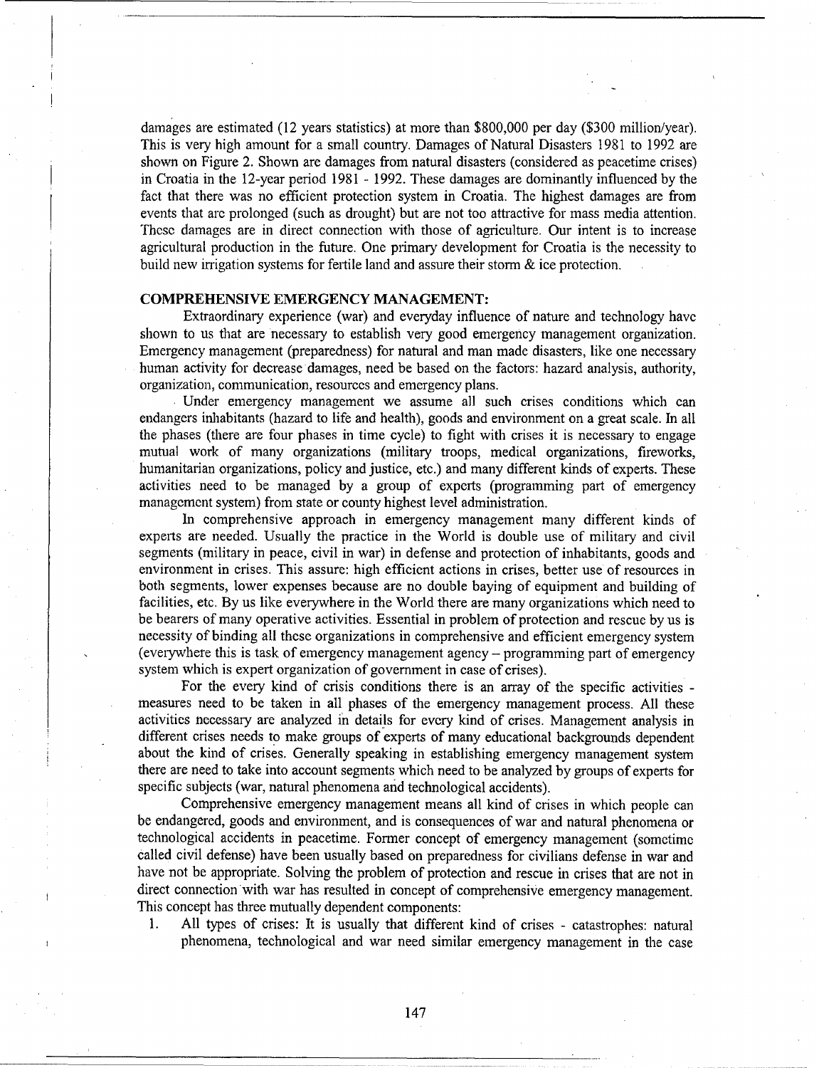damages are estimated (12 years statistics) at more than $800,000 per day ($300 million/year). This is very high amount for a small country. Damages of Natural Disasters 1981 to 1992 are shown on Figure 2. Shown are damages from natural disasters (considered as peacetime crises) in Croatia in the 12-year period 1981 - 1992. These damages are dominantly influenced by the fact that there was no efficient protection system in Croatia. The highest damages are from events that are prolonged (such as drought) but are not too attractive for mass media attention. These damages are in direct connection with those of agriculture. Our intent is to increase agricultural production in the future. One primary development for Croatia is the necessity to build new irrigation systems for fertile land and assure their storm & ice protection.

**COMPREHENSIVE EMERGENCY MANAGEMENT:**

Extraordinary experience (war) and everyday influence of nature and technology have shown to us that are necessary to establish very good emergency management organization. Emergency management (preparedness) for natural and man made disasters, like one necessary human activity for decrease damages, need be based on the factors: hazard analysis, authority, organization, communication, resources and emergency plans.

Under emergency management we assume all such crises conditions which can endangers inhabitants (hazard to life and health), goods and environment on a great scale. In all the phases (there are four phases in time cycle) to fight with crises it is necessary to engage mutual work of many organizations (military troops, medical organizations, fireworks, humanitarian organizations, policy and justice, etc.) and many different kinds of experts. These activities need to be managed by a group of experts (programming part of emergency management system) from state or county highest level administration.

In comprehensive approach in emergency management many different kinds of experts are needed. Usually the practice in the World is double use of military and civil segments (military in peace, civil in war) in defense and protection of inhabitants, goods and environment in crises. This assure: high efficient actions in crises, better use of resources in both segments, lower expenses because are no double baying of equipment and building of facilities, etc. By us like everywhere in the World there are many organizations which need to be bearers of many operative activities. Essential in problem of protection and rescue by us is necessity of binding all these organizations in comprehensive and efficient emergency system (everywhere this is task of emergency management agency – programming part of emergency system which is expert organization of government in case of crises).

For the every kind of crisis conditions there is an array of the specific activities - measures need to be taken in all phases of the emergency management process. All these activities necessary are analyzed in details for every kind of crises. Management analysis in different crises needs to make groups of experts of many educational backgrounds dependent about the kind of crises. Generally speaking in establishing emergency management system there are need to take into account segments which need to be analyzed by groups of experts for specific subjects (war, natural phenomena and technological accidents).

Comprehensive emergency management means all kind of crises in which people can be endangered, goods and environment, and is consequences of war and natural phenomena or technological accidents in peacetime. Former concept of emergency management (sometime called civil defense) have been usually based on preparedness for civilians defense in war and have not be appropriate. Solving the problem of protection and rescue in crises that are not in direct connection with war has resulted in concept of comprehensive emergency management. This concept has three mutually dependent components:

1. All types of crises: It is usually that different kind of crises - catastrophes: natural phenomena, technological and war need similar emergency management in the case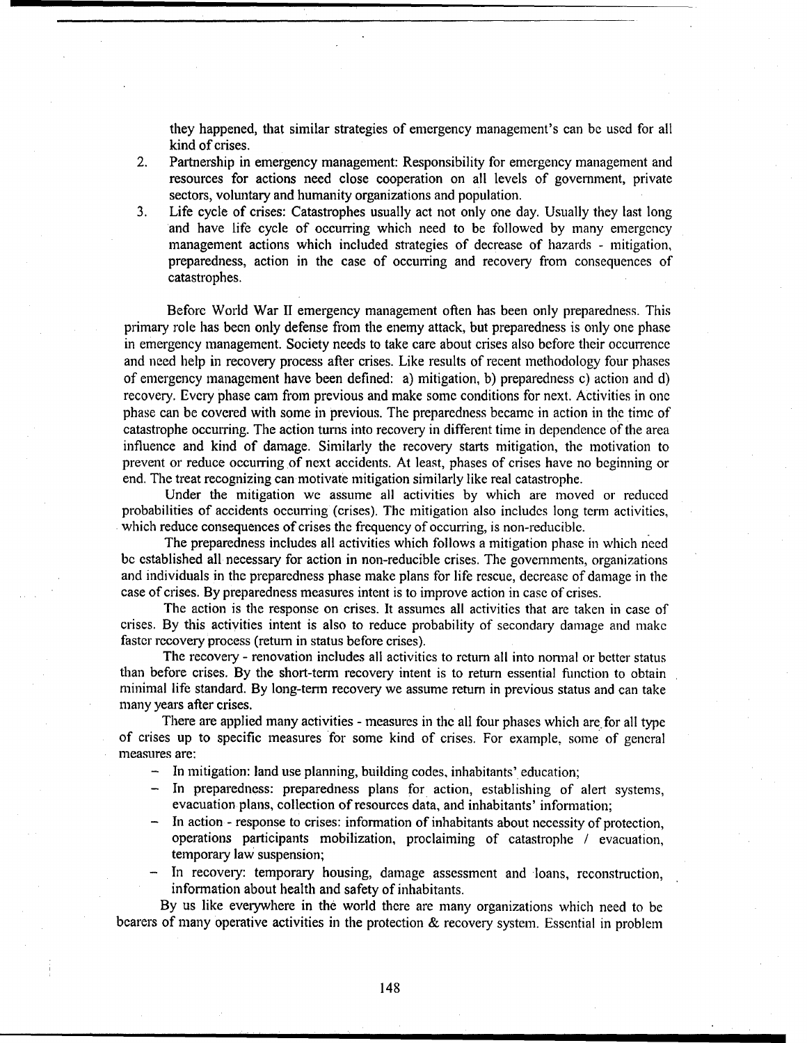they happened, that similar strategies of emergency management's can be used for all kind of crises.

2. Partnership in emergency management: Responsibility for emergency management and resources for actions need close cooperation on all levels of government, private sectors, voluntary and humanity organizations and population.
3. Life cycle of crises: Catastrophes usually act not only one day. Usually they last long and have life cycle of occurring which need to be followed by many emergency management actions which included strategies of decrease of hazards - mitigation, preparedness, action in the case of occurring and recovery from consequences of catastrophes.

Before World War II emergency management often has been only preparedness. This primary role has been only defense from the enemy attack, but preparedness is only one phase in emergency management. Society needs to take care about crises also before their occurrence and need help in recovery process after crises. Like results of recent methodology four phases of emergency management have been defined: a) mitigation, b) preparedness c) action and d) recovery. Every phase cam from previous and make some conditions for next. Activities in one phase can be covered with some in previous. The preparedness became in action in the time of catastrophe occurring. The action turns into recovery in different time in dependence of the area influence and kind of damage. Similarly the recovery starts mitigation, the motivation to prevent or reduce occurring of next accidents. At least, phases of crises have no beginning or end. The treat recognizing can motivate mitigation similarly like real catastrophe.

Under the mitigation we assume all activities by which are moved or reduced probabilities of accidents occurring (crises). The mitigation also includes long term activities, which reduce consequences of crises the frequency of occurring, is non-reducible.

The preparedness includes all activities which follows a mitigation phase in which need be established all necessary for action in non-reducible crises. The governments, organizations and individuals in the preparedness phase make plans for life rescue, decrease of damage in the case of crises. By preparedness measures intent is to improve action in case of crises.

The action is the response on crises. It assumes all activities that are taken in case of crises. By this activities intent is also to reduce probability of secondary damage and make faster recovery process (return in status before crises).

The recovery - renovation includes all activities to return all into normal or better status than before crises. By the short-term recovery intent is to return essential function to obtain minimal life standard. By long-term recovery we assume return in previous status and can take many years after crises.

There are applied many activities - measures in the all four phases which are for all type of crises up to specific measures for some kind of crises. For example, some of general measures are:

- In mitigation: land use planning, building codes, inhabitants' education;
- In preparedness: preparedness plans for action, establishing of alert systems, evacuation plans, collection of resources data, and inhabitants' information;
- In action - response to crises: information of inhabitants about necessity of protection, operations participants mobilization, proclaiming of catastrophe / evacuation, temporary law suspension;
- In recovery: temporary housing, damage assessment and loans, reconstruction, information about health and safety of inhabitants.

By us like everywhere in the world there are many organizations which need to be bearers of many operative activities in the protection & recovery system. Essential in problem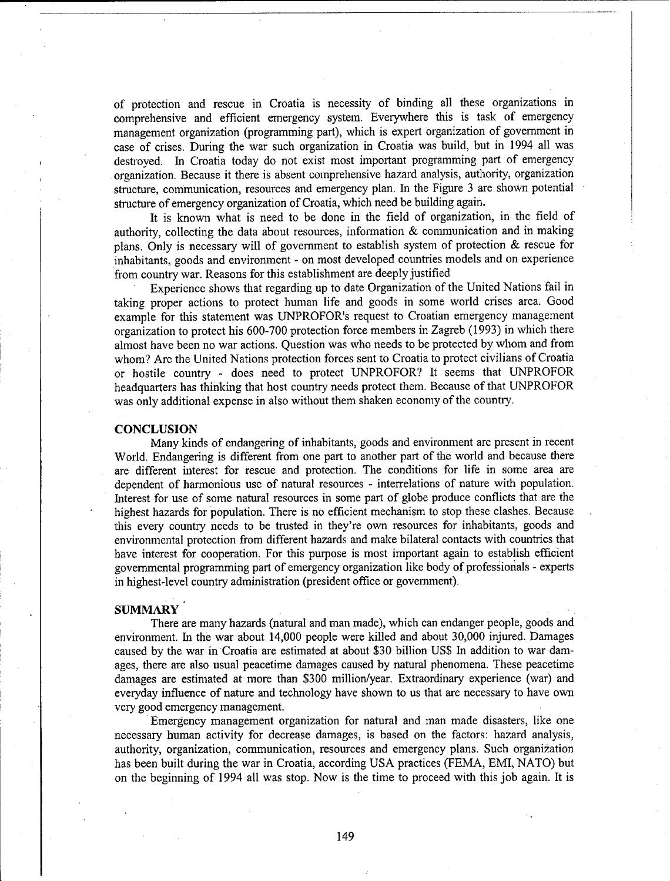of protection and rescue in Croatia is necessity of binding all these organizations in comprehensive and efficient emergency system. Everywhere this is task of emergency management organization (programming part), which is expert organization of government in case of crises. During the war such organization in Croatia was build, but in 1994 all was destroyed. In Croatia today do not exist most important programming part of emergency organization. Because it there is absent comprehensive hazard analysis, authority, organization structure, communication, resources and emergency plan. In the Figure 3 are shown potential structure of emergency organization of Croatia, which need be building again.

It is known what is need to be done in the field of organization, in the field of authority, collecting the data about resources, information & communication and in making plans. Only is necessary will of government to establish system of protection & rescue for inhabitants, goods and environment - on most developed countries models and on experience from country war. Reasons for this establishment are deeply justified

Experience shows that regarding up to date Organization of the United Nations fail in taking proper actions to protect human life and goods in some world crises area. Good example for this statement was UNPROFOR's request to Croatian emergency management organization to protect his 600-700 protection force members in Zagreb (1993) in which there almost have been no war actions. Question was who needs to be protected by whom and from whom? Are the United Nations protection forces sent to Croatia to protect civilians of Croatia or hostile country - does need to protect UNPROFOR? It seems that UNPROFOR headquarters has thinking that host country needs protect them. Because of that UNPROFOR was only additional expense in also without them shaken economy of the country.

## CONCLUSION

Many kinds of endangering of inhabitants, goods and environment are present in recent World. Endangering is different from one part to another part of the world and because there are different interest for rescue and protection. The conditions for life in some area are dependent of harmonious use of natural resources - interrelations of nature with population. Interest for use of some natural resources in some part of globe produce conflicts that are the highest hazards for population. There is no efficient mechanism to stop these clashes. Because this every country needs to be trusted in they're own resources for inhabitants, goods and environmental protection from different hazards and make bilateral contacts with countries that have interest for cooperation. For this purpose is most important again to establish efficient governmental programming part of emergency organization like body of professionals - experts in highest-level country administration (president office or government).

## SUMMARY

There are many hazards (natural and man made), which can endanger people, goods and environment. In the war about 14,000 people were killed and about 30,000 injured. Damages caused by the war in Croatia are estimated at about $30 billion US$ In addition to war damages, there are also usual peacetime damages caused by natural phenomena. These peacetime damages are estimated at more than $300 million/year. Extraordinary experience (war) and everyday influence of nature and technology have shown to us that are necessary to have own very good emergency management.

Emergency management organization for natural and man made disasters, like one necessary human activity for decrease damages, is based on the factors: hazard analysis, authority, organization, communication, resources and emergency plans. Such organization has been built during the war in Croatia, according USA practices (FEMA, EMI, NATO) but on the beginning of 1994 all was stop. Now is the time to proceed with this job again. It is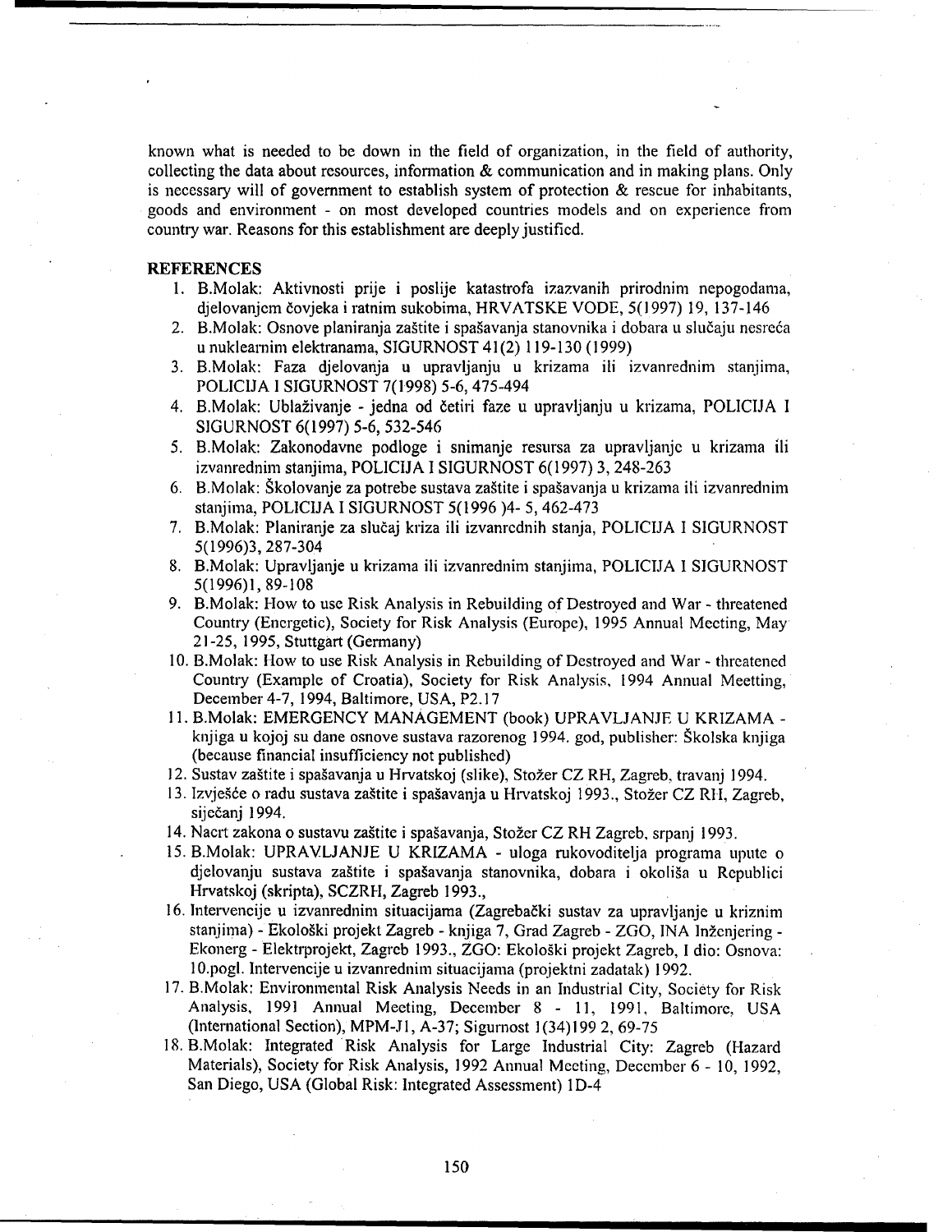known what is needed to be down in the field of organization, in the field of authority, collecting the data about resources, information & communication and in making plans. Only is necessary will of government to establish system of protection & rescue for inhabitants, goods and environment - on most developed countries models and on experience from country war. Reasons for this establishment are deeply justified.

## REFERENCES

1. B.Molak: Aktivnosti prije i poslije katastrofa izazvanih prirodnim nepogodama, djelovanjem čovjeka i ratnim sukobima, HRVATSKE VODE, 5(1997) 19, 137-146
2. B.Molak: Osnove planiranja zaštite i spašavanja stanovnika i dobara u slučaju nesreća u nuklearnim elektranama, SIGURNOST 41(2) 119-130 (1999)
3. B.Molak: Faza djelovanja u upravljanju u krizama ili izvanrednim stanjima, POLICIJA I SIGURNOST 7(1998) 5-6, 475-494
4. B.Molak: Ublaživanje - jedna od četiri faze u upravljanju u krizama, POLICIJA I SIGURNOST 6(1997) 5-6, 532-546
5. B.Molak: Zakonodavne podloge i snimanje resursa za upravljanje u krizama ili izvanrednim stanjima, POLICIJA I SIGURNOST 6(1997) 3, 248-263
6. B.Molak: Školovanje za potrebe sustava zaštite i spašavanja u krizama ili izvanrednim stanjima, POLICIJA I SIGURNOST 5(1996 )4- 5, 462-473
7. B.Molak: Planiranje za slučaj kriza ili izvanrednih stanja, POLICIJA I SIGURNOST 5(1996)3, 287-304
8. B.Molak: Upravljanje u krizama ili izvanrednim stanjima, POLICIJA I SIGURNOST 5(1996)1, 89-108
9. B.Molak: How to use Risk Analysis in Rebuilding of Destroyed and War - threatened Country (Energetic), Society for Risk Analysis (Europe), 1995 Annual Meeting, May 21-25, 1995, Stuttgart (Germany)
10. B.Molak: How to use Risk Analysis in Rebuilding of Destroyed and War - threatened Country (Example of Croatia), Society for Risk Analysis, 1994 Annual Meetting, December 4-7, 1994, Baltimore, USA, P2.17
11. B.Molak: EMERGENCY MANAGEMENT (book) UPRAVLJANJE U KRIZAMA - knjiga u kojoj su dane osnove sustava razorenog 1994. god, publisher: Školska knjiga (because financial insufficiency not published)
12. Sustav zaštite i spašavanja u Hrvatskoj (slike), Stožer CZ RH, Zagreb, travanj 1994.
13. Izvješće o radu sustava zaštite i spašavanja u Hrvatskoj 1993., Stožer CZ RH, Zagreb, siječanj 1994.
14. Nacrt zakona o sustavu zaštite i spašavanja, Stožer CZ RH Zagreb, srpanj 1993.
15. B.Molak: UPRAVLJANJE U KRIZAMA - uloga rukovoditelja programa upute o djelovanju sustava zaštite i spašavanja stanovnika, dobara i okoliša u Republici Hrvatskoj (skripta), SCZRH, Zagreb 1993.,
16. Intervencije u izvanrednim situacijama (Zagrebački sustav za upravljanje u kriznim stanjima) - Ekološki projekt Zagreb - knjiga 7, Grad Zagreb - ZGO, INA Inženjering - Ekonerg - Elektrprojekt, Zagreb 1993., ZGO: Ekološki projekt Zagreb, I dio: Osnova: 10.pogl. Intervencije u izvanrednim situacijama (projektni zadatak) 1992.
17. B.Molak: Environmental Risk Analysis Needs in an Industrial City, Society for Risk Analysis, 1991 Annual Meeting, December 8 - 11, 1991, Baltimore, USA (International Section), MPM-J1, A-37; Sigurnost 1(34)199 2, 69-75
18. B.Molak: Integrated Risk Analysis for Large Industrial City: Zagreb (Hazard Materials), Society for Risk Analysis, 1992 Annual Meeting, December 6 - 10, 1992, San Diego, USA (Global Risk: Integrated Assessment) 1D-4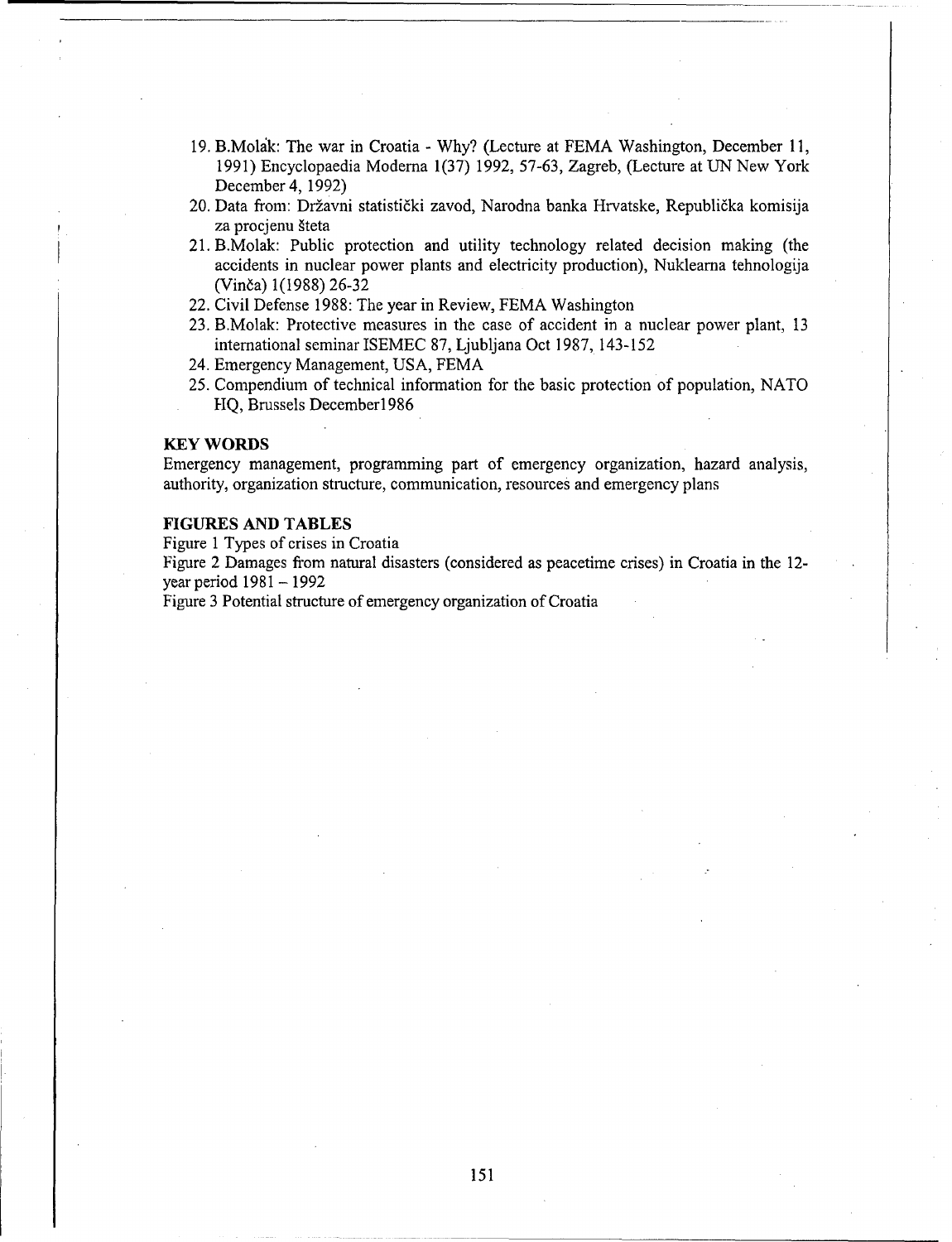19. B.Molak: The war in Croatia - Why? (Lecture at FEMA Washington, December 11, 1991) Encyclopaedia Moderna 1(37) 1992, 57-63, Zagreb, (Lecture at UN New York December 4, 1992)
20. Data from: Državni statistički zavod, Narodna banka Hrvatske, Republička komisija za procjenu šteta
21. B.Molak: Public protection and utility technology related decision making (the accidents in nuclear power plants and electricity production), Nuklearna tehnologija (Vinča) 1(1988) 26-32
22. Civil Defense 1988: The year in Review, FEMA Washington
23. B.Molak: Protective measures in the case of accident in a nuclear power plant, 13 international seminar ISEMEC 87, Ljubljana Oct 1987, 143-152
24. Emergency Management, USA, FEMA
25. Compendium of technical information for the basic protection of population, NATO HQ, Brussels December1986

### KEY WORDS

Emergency management, programming part of emergency organization, hazard analysis, authority, organization structure, communication, resources and emergency plans

### FIGURES AND TABLES

Figure 1 Types of crises in Croatia

Figure 2 Damages from natural disasters (considered as peacetime crises) in Croatia in the 12-year period 1981 – 1992

Figure 3 Potential structure of emergency organization of Croatia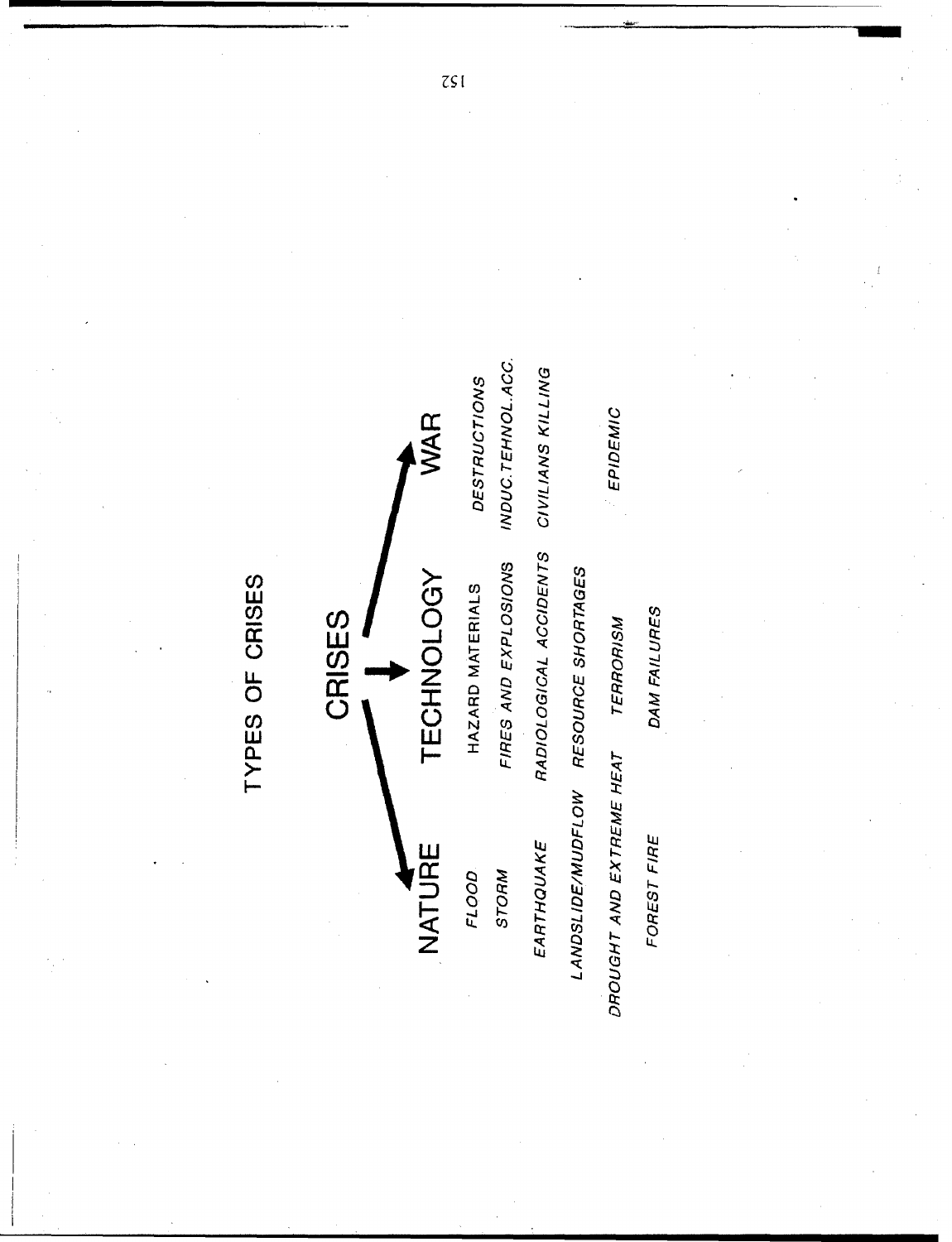# TYPES OF CRISES

CRISES

NATURE

TECHNOLOGY

WAR

FLOOD

STORM

EARTHQUAKE

LANDSLIDE/MUDFLOW

DROUGHT AND EXTREME HEAT

FOREST FIRE

HAZARD MATERIALS

FIRES AND EXPLOSIONS

RADIOLOGICAL ACCIDENTS

RESOURCE SHORTAGES

TERRORISM

DAM FAILURES

DESTRUCTIONS

INDUC.TEHNOL.ACC.

CIVILIANS KILLING

EPIDEMIC